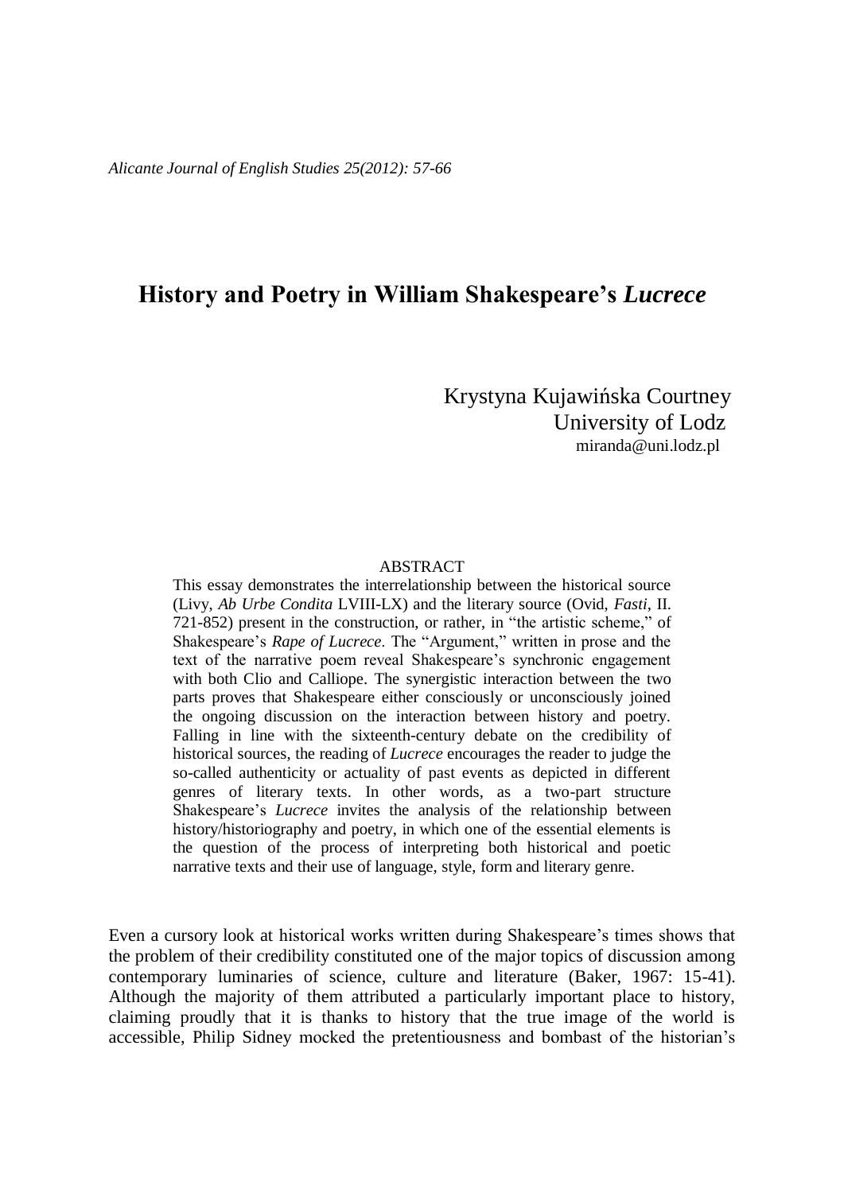# History and Poetry in William Shakespeare's *Lucrece*

Krystyna Kujawińska Courtney
University of Lodz
miranda@uni.lodz.pl

## ABSTRACT

This essay demonstrates the interrelationship between the historical source (Livy, *Ab Urbe Condita* LVIII-LX) and the literary source (Ovid, *Fasti*, II. 721-852) present in the construction, or rather, in "the artistic scheme," of Shakespeare's *Rape of Lucrece*. The "Argument," written in prose and the text of the narrative poem reveal Shakespeare's synchronic engagement with both Clio and Calliope. The synergistic interaction between the two parts proves that Shakespeare either consciously or unconsciously joined the ongoing discussion on the interaction between history and poetry. Falling in line with the sixteenth-century debate on the credibility of historical sources, the reading of *Lucrece* encourages the reader to judge the so-called authenticity or actuality of past events as depicted in different genres of literary texts. In other words, as a two-part structure Shakespeare's *Lucrece* invites the analysis of the relationship between history/historiography and poetry, in which one of the essential elements is the question of the process of interpreting both historical and poetic narrative texts and their use of language, style, form and literary genre.

Even a cursory look at historical works written during Shakespeare's times shows that the problem of their credibility constituted one of the major topics of discussion among contemporary luminaries of science, culture and literature (Baker, 1967: 15-41). Although the majority of them attributed a particularly important place to history, claiming proudly that it is thanks to history that the true image of the world is accessible, Philip Sidney mocked the pretentiousness and bombast of the historian's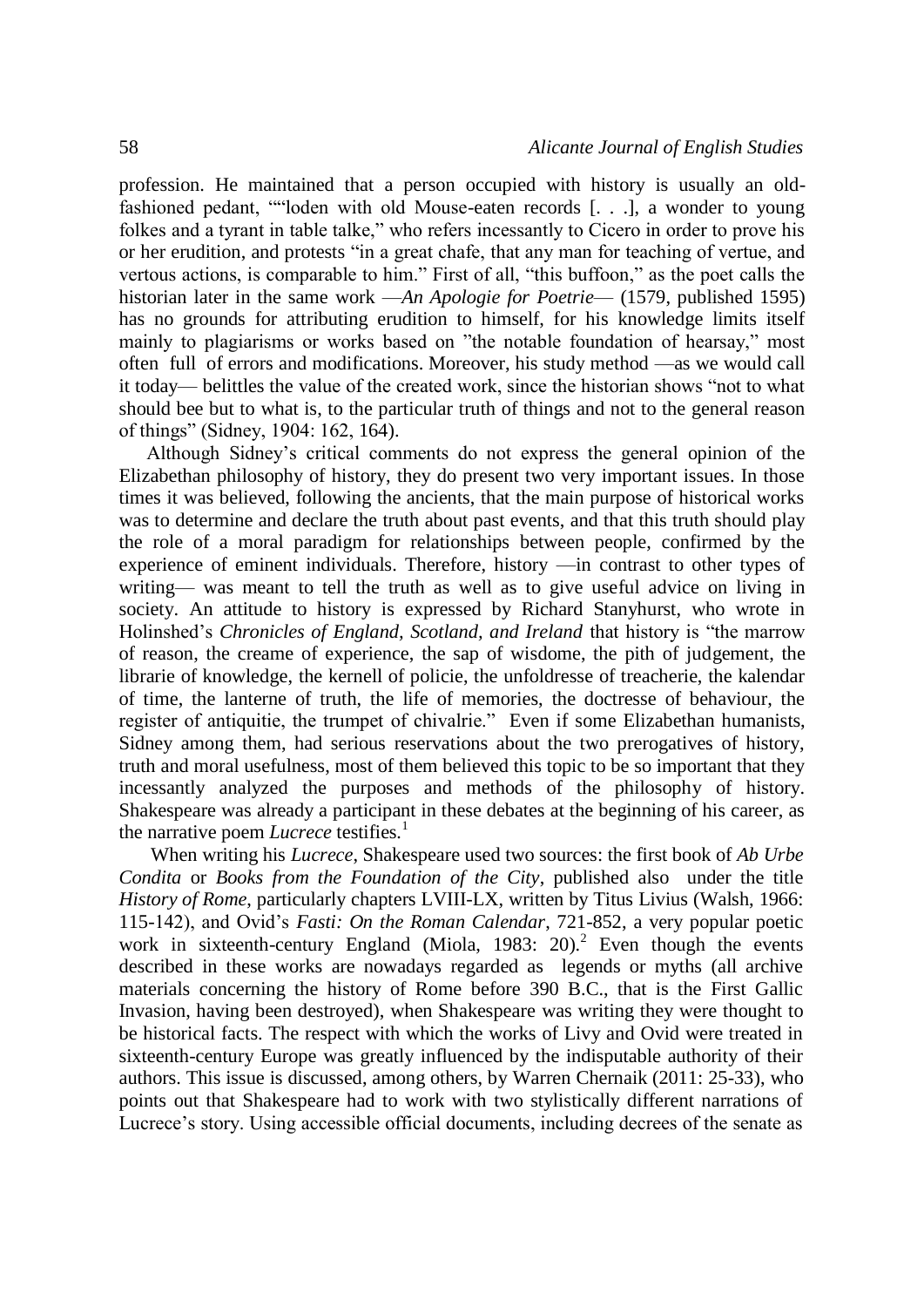profession. He maintained that a person occupied with history is usually an old-fashioned pedant, ""loden with old Mouse-eaten records [. . .], a wonder to young folkes and a tyrant in table talke," who refers incessantly to Cicero in order to prove his or her erudition, and protests "in a great chafe, that any man for teaching of vertue, and vertous actions, is comparable to him." First of all, "this buffoon," as the poet calls the historian later in the same work —*An Apologie for Poetrie*— (1579, published 1595) has no grounds for attributing erudition to himself, for his knowledge limits itself mainly to plagiarisms or works based on "the notable foundation of hearsay," most often full of errors and modifications. Moreover, his study method —as we would call it today— belittles the value of the created work, since the historian shows "not to what should bee but to what is, to the particular truth of things and not to the general reason of things" (Sidney, 1904: 162, 164).

Although Sidney's critical comments do not express the general opinion of the Elizabethan philosophy of history, they do present two very important issues. In those times it was believed, following the ancients, that the main purpose of historical works was to determine and declare the truth about past events, and that this truth should play the role of a moral paradigm for relationships between people, confirmed by the experience of eminent individuals. Therefore, history —in contrast to other types of writing— was meant to tell the truth as well as to give useful advice on living in society. An attitude to history is expressed by Richard Stanyhurst, who wrote in Holinshed's *Chronicles of England, Scotland, and Ireland* that history is "the marrow of reason, the creame of experience, the sap of wisdome, the pith of judgement, the librarie of knowledge, the kernell of policie, the unfoldresse of treacherie, the kalendar of time, the lanterne of truth, the life of memories, the doctresse of behaviour, the register of antiquitie, the trumpet of chivalrie." Even if some Elizabethan humanists, Sidney among them, had serious reservations about the two prerogatives of history, truth and moral usefulness, most of them believed this topic to be so important that they incessantly analyzed the purposes and methods of the philosophy of history. Shakespeare was already a participant in these debates at the beginning of his career, as the narrative poem *Lucrece* testifies.[1]

When writing his *Lucrece*, Shakespeare used two sources: the first book of *Ab Urbe Condita* or *Books from the Foundation of the City*, published also under the title *History of Rome*, particularly chapters LVIII-LX, written by Titus Livius (Walsh, 1966: 115-142), and Ovid's *Fasti: On the Roman Calendar*, 721-852, a very popular poetic work in sixteenth-century England (Miola, 1983: 20).[2] Even though the events described in these works are nowadays regarded as legends or myths (all archive materials concerning the history of Rome before 390 B.C., that is the First Gallic Invasion, having been destroyed), when Shakespeare was writing they were thought to be historical facts. The respect with which the works of Livy and Ovid were treated in sixteenth-century Europe was greatly influenced by the indisputable authority of their authors. This issue is discussed, among others, by Warren Chernaik (2011: 25-33), who points out that Shakespeare had to work with two stylistically different narrations of Lucrece's story. Using accessible official documents, including decrees of the senate as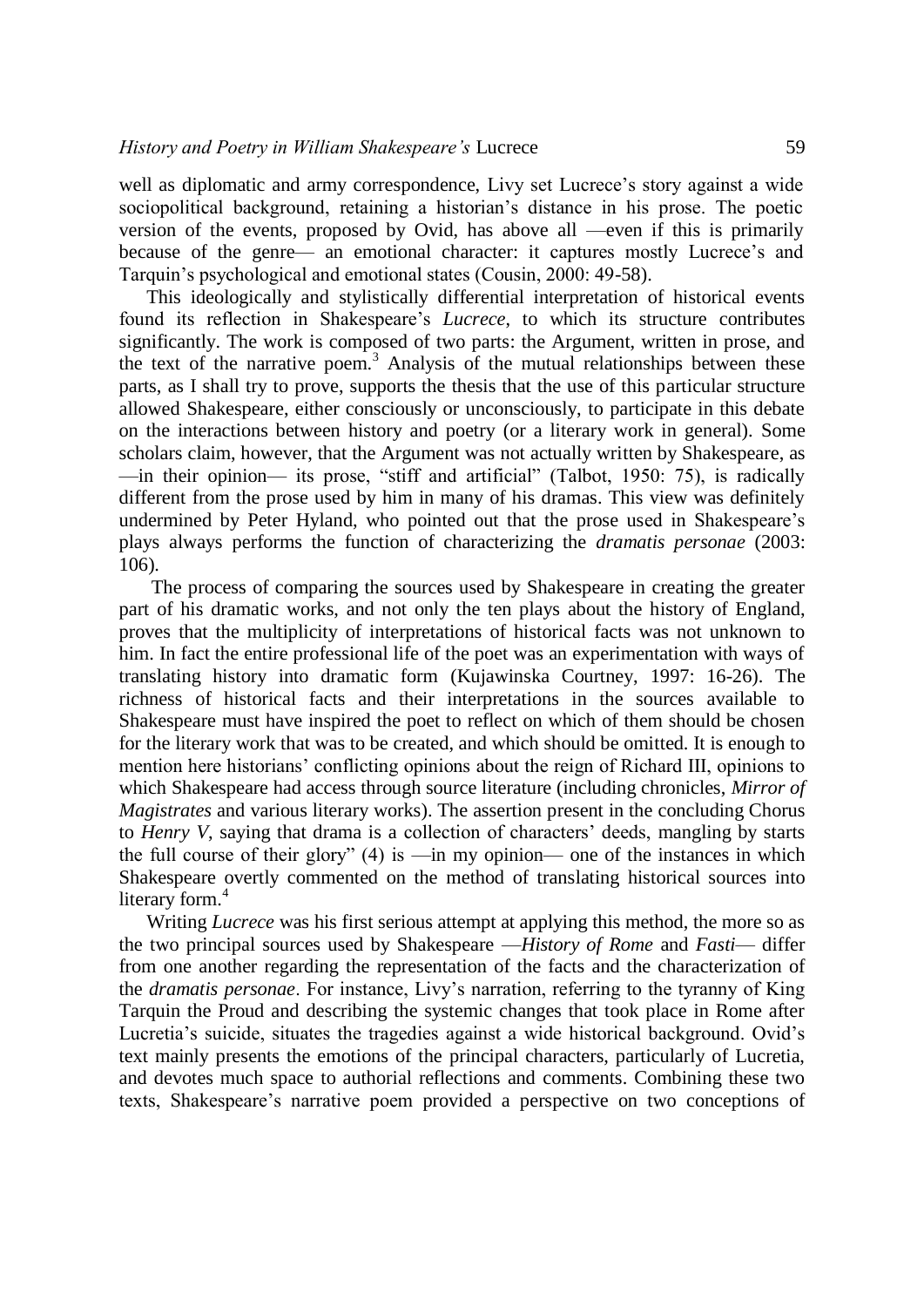well as diplomatic and army correspondence, Livy set Lucrece's story against a wide sociopolitical background, retaining a historian's distance in his prose. The poetic version of the events, proposed by Ovid, has above all —even if this is primarily because of the genre— an emotional character: it captures mostly Lucrece's and Tarquin's psychological and emotional states (Cousin, 2000: 49-58).

This ideologically and stylistically differential interpretation of historical events found its reflection in Shakespeare's *Lucrece*, to which its structure contributes significantly. The work is composed of two parts: the Argument, written in prose, and the text of the narrative poem.[3] Analysis of the mutual relationships between these parts, as I shall try to prove, supports the thesis that the use of this particular structure allowed Shakespeare, either consciously or unconsciously, to participate in this debate on the interactions between history and poetry (or a literary work in general). Some scholars claim, however, that the Argument was not actually written by Shakespeare, as —in their opinion— its prose, "stiff and artificial" (Talbot, 1950: 75), is radically different from the prose used by him in many of his dramas. This view was definitely undermined by Peter Hyland, who pointed out that the prose used in Shakespeare's plays always performs the function of characterizing the *dramatis personae* (2003: 106).

The process of comparing the sources used by Shakespeare in creating the greater part of his dramatic works, and not only the ten plays about the history of England, proves that the multiplicity of interpretations of historical facts was not unknown to him. In fact the entire professional life of the poet was an experimentation with ways of translating history into dramatic form (Kujawinska Courtney, 1997: 16-26). The richness of historical facts and their interpretations in the sources available to Shakespeare must have inspired the poet to reflect on which of them should be chosen for the literary work that was to be created, and which should be omitted. It is enough to mention here historians' conflicting opinions about the reign of Richard III, opinions to which Shakespeare had access through source literature (including chronicles, *Mirror of Magistrates* and various literary works). The assertion present in the concluding Chorus to *Henry V*, saying that drama is a collection of characters' deeds, mangling by starts the full course of their glory" (4) is —in my opinion— one of the instances in which Shakespeare overtly commented on the method of translating historical sources into literary form.[4]

Writing *Lucrece* was his first serious attempt at applying this method, the more so as the two principal sources used by Shakespeare —*History of Rome* and *Fasti*— differ from one another regarding the representation of the facts and the characterization of the *dramatis personae*. For instance, Livy's narration, referring to the tyranny of King Tarquin the Proud and describing the systemic changes that took place in Rome after Lucretia's suicide, situates the tragedies against a wide historical background. Ovid's text mainly presents the emotions of the principal characters, particularly of Lucretia, and devotes much space to authorial reflections and comments. Combining these two texts, Shakespeare's narrative poem provided a perspective on two conceptions of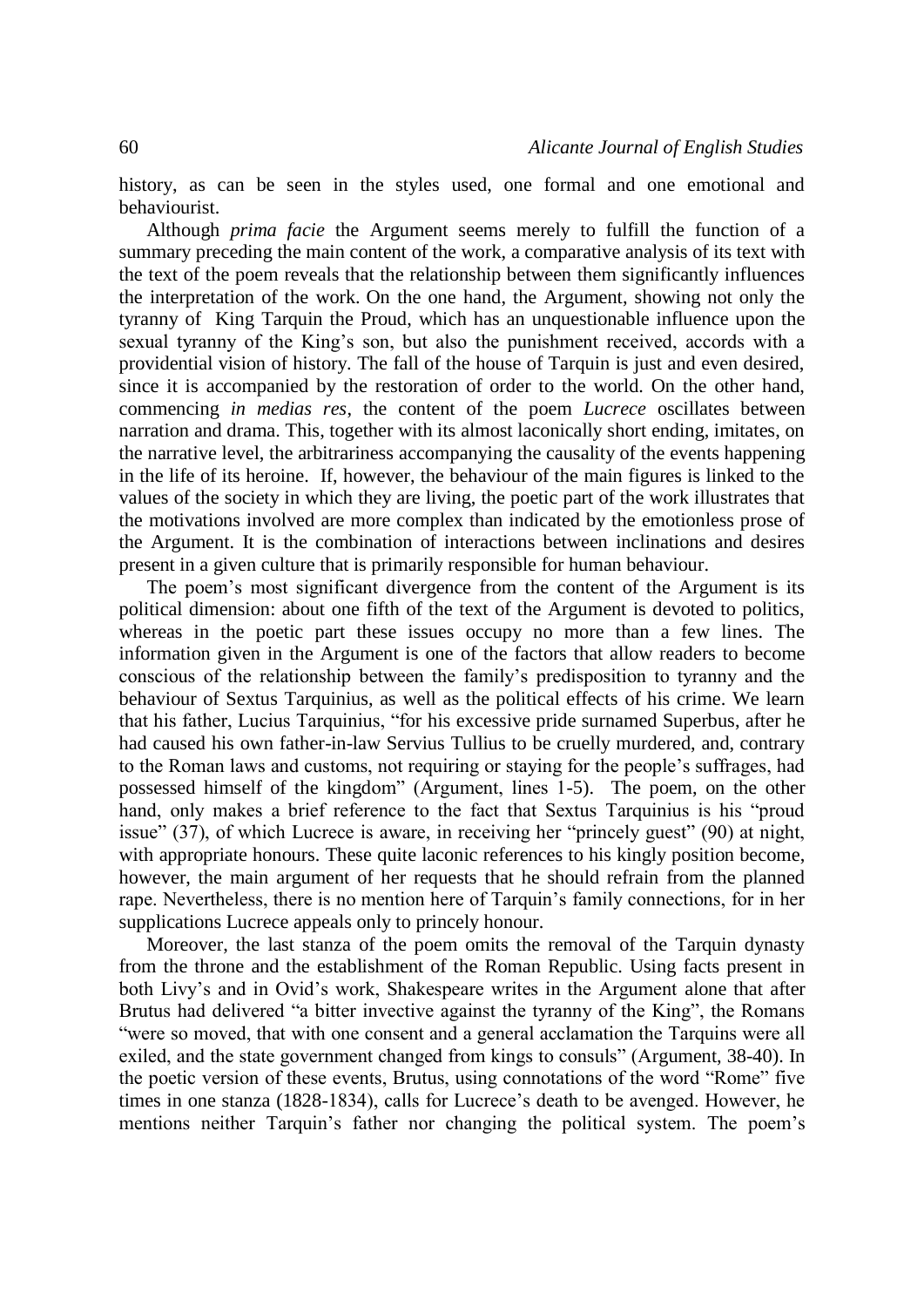history, as can be seen in the styles used, one formal and one emotional and behaviourist.

Although *prima facie* the Argument seems merely to fulfill the function of a summary preceding the main content of the work, a comparative analysis of its text with the text of the poem reveals that the relationship between them significantly influences the interpretation of the work. On the one hand, the Argument, showing not only the tyranny of King Tarquin the Proud, which has an unquestionable influence upon the sexual tyranny of the King's son, but also the punishment received, accords with a providential vision of history. The fall of the house of Tarquin is just and even desired, since it is accompanied by the restoration of order to the world. On the other hand, commencing *in medias res*, the content of the poem *Lucrece* oscillates between narration and drama. This, together with its almost laconically short ending, imitates, on the narrative level, the arbitrariness accompanying the causality of the events happening in the life of its heroine. If, however, the behaviour of the main figures is linked to the values of the society in which they are living, the poetic part of the work illustrates that the motivations involved are more complex than indicated by the emotionless prose of the Argument. It is the combination of interactions between inclinations and desires present in a given culture that is primarily responsible for human behaviour.

The poem's most significant divergence from the content of the Argument is its political dimension: about one fifth of the text of the Argument is devoted to politics, whereas in the poetic part these issues occupy no more than a few lines. The information given in the Argument is one of the factors that allow readers to become conscious of the relationship between the family's predisposition to tyranny and the behaviour of Sextus Tarquinius, as well as the political effects of his crime. We learn that his father, Lucius Tarquinius, "for his excessive pride surnamed Superbus, after he had caused his own father-in-law Servius Tullius to be cruelly murdered, and, contrary to the Roman laws and customs, not requiring or staying for the people's suffrages, had possessed himself of the kingdom" (Argument, lines 1-5). The poem, on the other hand, only makes a brief reference to the fact that Sextus Tarquinius is his "proud issue" (37), of which Lucrece is aware, in receiving her "princely guest" (90) at night, with appropriate honours. These quite laconic references to his kingly position become, however, the main argument of her requests that he should refrain from the planned rape. Nevertheless, there is no mention here of Tarquin's family connections, for in her supplications Lucrece appeals only to princely honour.

Moreover, the last stanza of the poem omits the removal of the Tarquin dynasty from the throne and the establishment of the Roman Republic. Using facts present in both Livy's and in Ovid's work, Shakespeare writes in the Argument alone that after Brutus had delivered "a bitter invective against the tyranny of the King", the Romans "were so moved, that with one consent and a general acclamation the Tarquins were all exiled, and the state government changed from kings to consuls" (Argument, 38-40). In the poetic version of these events, Brutus, using connotations of the word "Rome" five times in one stanza (1828-1834), calls for Lucrece's death to be avenged. However, he mentions neither Tarquin's father nor changing the political system. The poem's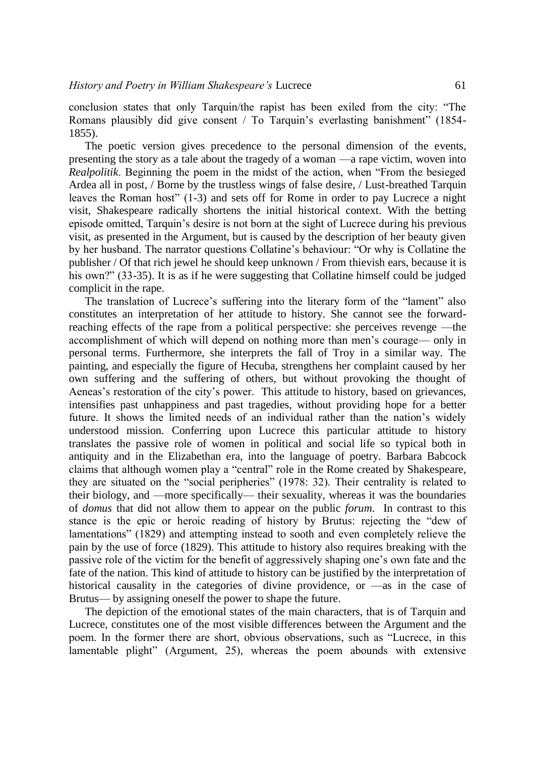conclusion states that only Tarquin/the rapist has been exiled from the city: "The Romans plausibly did give consent / To Tarquin's everlasting banishment" (1854-1855).

The poetic version gives precedence to the personal dimension of the events, presenting the story as a tale about the tragedy of a woman —a rape victim, woven into *Realpolitik*. Beginning the poem in the midst of the action, when "From the besieged Ardea all in post, / Borne by the trustless wings of false desire, / Lust-breathed Tarquin leaves the Roman host" (1-3) and sets off for Rome in order to pay Lucrece a night visit, Shakespeare radically shortens the initial historical context. With the betting episode omitted, Tarquin's desire is not born at the sight of Lucrece during his previous visit, as presented in the Argument, but is caused by the description of her beauty given by her husband. The narrator questions Collatine's behaviour: "Or why is Collatine the publisher / Of that rich jewel he should keep unknown / From thievish ears, because it is his own?" (33-35). It is as if he were suggesting that Collatine himself could be judged complicit in the rape.

The translation of Lucrece's suffering into the literary form of the "lament" also constitutes an interpretation of her attitude to history. She cannot see the forward-reaching effects of the rape from a political perspective: she perceives revenge —the accomplishment of which will depend on nothing more than men's courage— only in personal terms. Furthermore, she interprets the fall of Troy in a similar way. The painting, and especially the figure of Hecuba, strengthens her complaint caused by her own suffering and the suffering of others, but without provoking the thought of Aeneas's restoration of the city's power. This attitude to history, based on grievances, intensifies past unhappiness and past tragedies, without providing hope for a better future. It shows the limited needs of an individual rather than the nation's widely understood mission. Conferring upon Lucrece this particular attitude to history translates the passive role of women in political and social life so typical both in antiquity and in the Elizabethan era, into the language of poetry. Barbara Babcock claims that although women play a "central" role in the Rome created by Shakespeare, they are situated on the "social peripheries" (1978: 32). Their centrality is related to their biology, and —more specifically— their sexuality, whereas it was the boundaries of *domus* that did not allow them to appear on the public *forum*. In contrast to this stance is the epic or heroic reading of history by Brutus: rejecting the "dew of lamentations" (1829) and attempting instead to sooth and even completely relieve the pain by the use of force (1829). This attitude to history also requires breaking with the passive role of the victim for the benefit of aggressively shaping one's own fate and the fate of the nation. This kind of attitude to history can be justified by the interpretation of historical causality in the categories of divine providence, or —as in the case of Brutus— by assigning oneself the power to shape the future.

The depiction of the emotional states of the main characters, that is of Tarquin and Lucrece, constitutes one of the most visible differences between the Argument and the poem. In the former there are short, obvious observations, such as "Lucrece, in this lamentable plight" (Argument, 25), whereas the poem abounds with extensive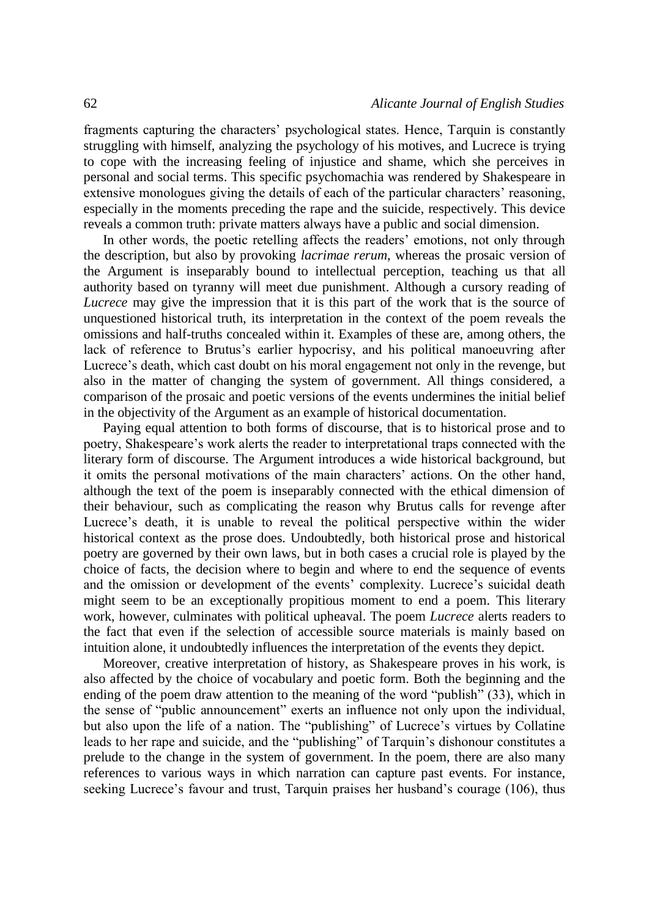fragments capturing the characters' psychological states. Hence, Tarquin is constantly struggling with himself, analyzing the psychology of his motives, and Lucrece is trying to cope with the increasing feeling of injustice and shame, which she perceives in personal and social terms. This specific psychomachia was rendered by Shakespeare in extensive monologues giving the details of each of the particular characters' reasoning, especially in the moments preceding the rape and the suicide, respectively. This device reveals a common truth: private matters always have a public and social dimension.

In other words, the poetic retelling affects the readers' emotions, not only through the description, but also by provoking *lacrimae rerum*, whereas the prosaic version of the Argument is inseparably bound to intellectual perception, teaching us that all authority based on tyranny will meet due punishment. Although a cursory reading of *Lucrece* may give the impression that it is this part of the work that is the source of unquestioned historical truth, its interpretation in the context of the poem reveals the omissions and half-truths concealed within it. Examples of these are, among others, the lack of reference to Brutus's earlier hypocrisy, and his political manoeuvring after Lucrece's death, which cast doubt on his moral engagement not only in the revenge, but also in the matter of changing the system of government. All things considered, a comparison of the prosaic and poetic versions of the events undermines the initial belief in the objectivity of the Argument as an example of historical documentation.

Paying equal attention to both forms of discourse, that is to historical prose and to poetry, Shakespeare's work alerts the reader to interpretational traps connected with the literary form of discourse. The Argument introduces a wide historical background, but it omits the personal motivations of the main characters' actions. On the other hand, although the text of the poem is inseparably connected with the ethical dimension of their behaviour, such as complicating the reason why Brutus calls for revenge after Lucrece's death, it is unable to reveal the political perspective within the wider historical context as the prose does. Undoubtedly, both historical prose and historical poetry are governed by their own laws, but in both cases a crucial role is played by the choice of facts, the decision where to begin and where to end the sequence of events and the omission or development of the events' complexity. Lucrece's suicidal death might seem to be an exceptionally propitious moment to end a poem. This literary work, however, culminates with political upheaval. The poem *Lucrece* alerts readers to the fact that even if the selection of accessible source materials is mainly based on intuition alone, it undoubtedly influences the interpretation of the events they depict.

Moreover, creative interpretation of history, as Shakespeare proves in his work, is also affected by the choice of vocabulary and poetic form. Both the beginning and the ending of the poem draw attention to the meaning of the word "publish" (33), which in the sense of "public announcement" exerts an influence not only upon the individual, but also upon the life of a nation. The "publishing" of Lucrece's virtues by Collatine leads to her rape and suicide, and the "publishing" of Tarquin's dishonour constitutes a prelude to the change in the system of government. In the poem, there are also many references to various ways in which narration can capture past events. For instance, seeking Lucrece's favour and trust, Tarquin praises her husband's courage (106), thus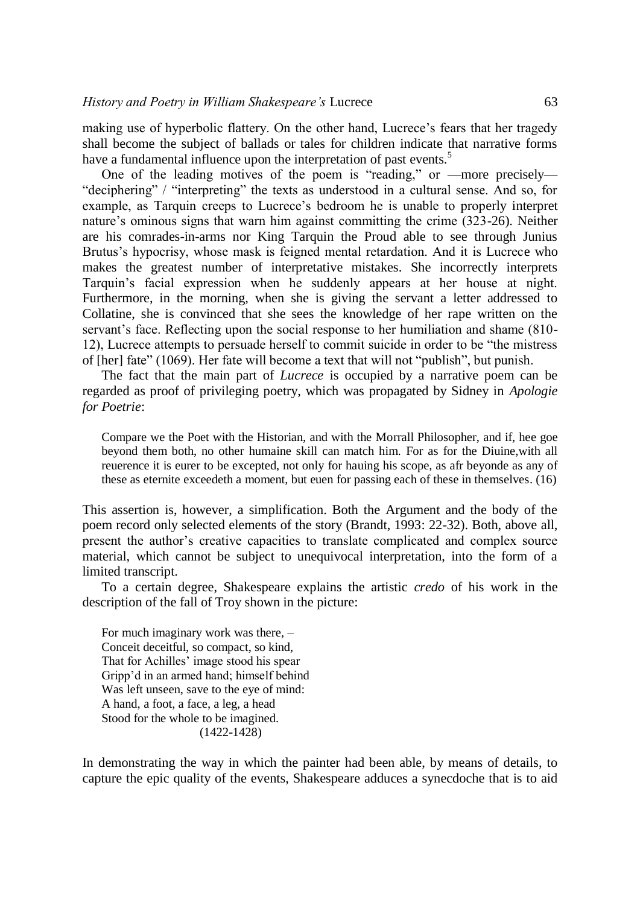making use of hyperbolic flattery. On the other hand, Lucrece's fears that her tragedy shall become the subject of ballads or tales for children indicate that narrative forms have a fundamental influence upon the interpretation of past events.[5]

One of the leading motives of the poem is "reading," or —more precisely— "deciphering" / "interpreting" the texts as understood in a cultural sense. And so, for example, as Tarquin creeps to Lucrece's bedroom he is unable to properly interpret nature's ominous signs that warn him against committing the crime (323-26). Neither are his comrades-in-arms nor King Tarquin the Proud able to see through Junius Brutus's hypocrisy, whose mask is feigned mental retardation. And it is Lucrece who makes the greatest number of interpretative mistakes. She incorrectly interprets Tarquin's facial expression when he suddenly appears at her house at night. Furthermore, in the morning, when she is giving the servant a letter addressed to Collatine, she is convinced that she sees the knowledge of her rape written on the servant's face. Reflecting upon the social response to her humiliation and shame (810-12), Lucrece attempts to persuade herself to commit suicide in order to be "the mistress of [her] fate" (1069). Her fate will become a text that will not "publish", but punish.

The fact that the main part of *Lucrece* is occupied by a narrative poem can be regarded as proof of privileging poetry, which was propagated by Sidney in *Apologie for Poetrie*:

> Compare we the Poet with the Historian, and with the Morrall Philosopher, and if, hee goe beyond them both, no other humaine skill can match him. For as for the Diuine,with all reuerence it is eurer to be excepted, not only for hauing his scope, as afr beyonde as any of these as eternite exceedeth a moment, but euen for passing each of these in themselves. (16)

This assertion is, however, a simplification. Both the Argument and the body of the poem record only selected elements of the story (Brandt, 1993: 22-32). Both, above all, present the author's creative capacities to translate complicated and complex source material, which cannot be subject to unequivocal interpretation, into the form of a limited transcript.

To a certain degree, Shakespeare explains the artistic *credo* of his work in the description of the fall of Troy shown in the picture:

> For much imaginary work was there, –
> Conceit deceitful, so compact, so kind,
> That for Achilles' image stood his spear
> Gripp'd in an armed hand; himself behind
> Was left unseen, save to the eye of mind:
> A hand, a foot, a face, a leg, a head
> Stood for the whole to be imagined.
> (1422-1428)

In demonstrating the way in which the painter had been able, by means of details, to capture the epic quality of the events, Shakespeare adduces a synecdoche that is to aid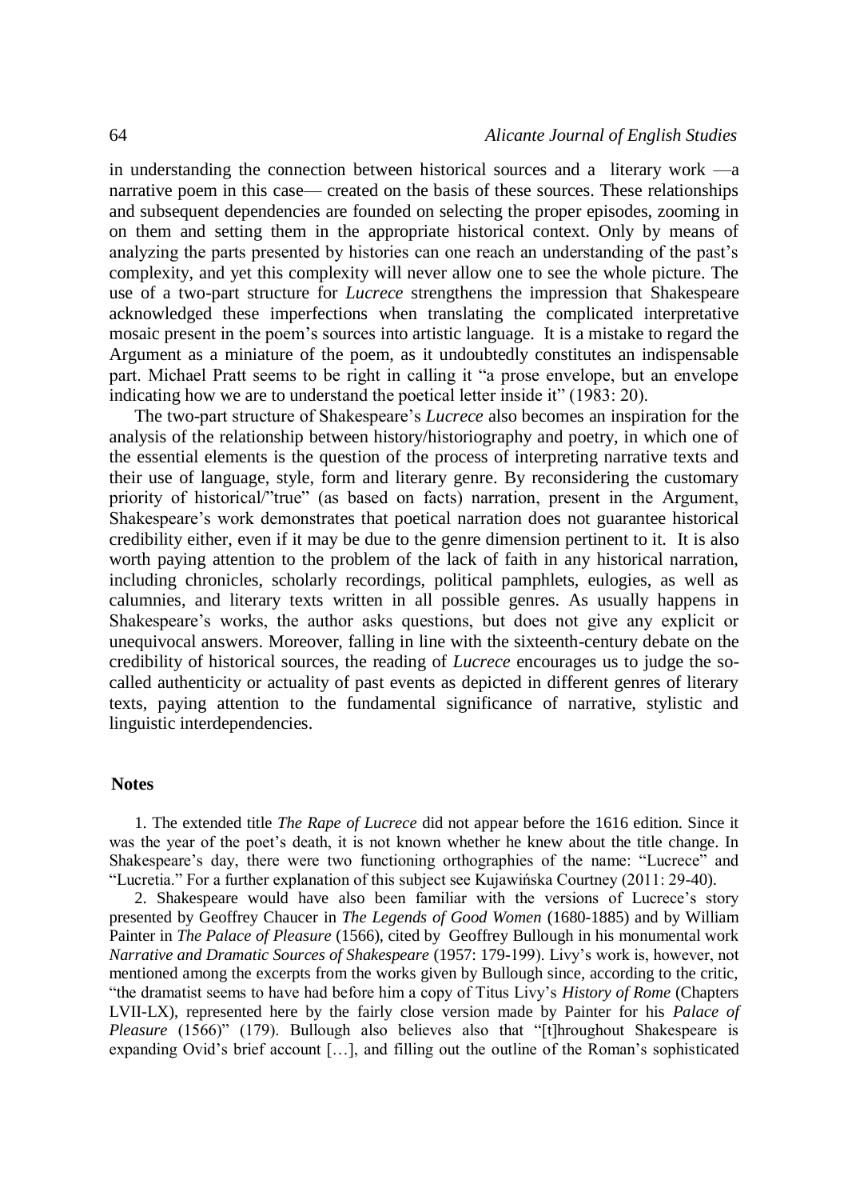in understanding the connection between historical sources and a literary work —a narrative poem in this case— created on the basis of these sources. These relationships and subsequent dependencies are founded on selecting the proper episodes, zooming in on them and setting them in the appropriate historical context. Only by means of analyzing the parts presented by histories can one reach an understanding of the past's complexity, and yet this complexity will never allow one to see the whole picture. The use of a two-part structure for *Lucrece* strengthens the impression that Shakespeare acknowledged these imperfections when translating the complicated interpretative mosaic present in the poem's sources into artistic language. It is a mistake to regard the Argument as a miniature of the poem, as it undoubtedly constitutes an indispensable part. Michael Pratt seems to be right in calling it "a prose envelope, but an envelope indicating how we are to understand the poetical letter inside it" (1983: 20).

The two-part structure of Shakespeare's *Lucrece* also becomes an inspiration for the analysis of the relationship between history/historiography and poetry, in which one of the essential elements is the question of the process of interpreting narrative texts and their use of language, style, form and literary genre. By reconsidering the customary priority of historical/"true" (as based on facts) narration, present in the Argument, Shakespeare's work demonstrates that poetical narration does not guarantee historical credibility either, even if it may be due to the genre dimension pertinent to it. It is also worth paying attention to the problem of the lack of faith in any historical narration, including chronicles, scholarly recordings, political pamphlets, eulogies, as well as calumnies, and literary texts written in all possible genres. As usually happens in Shakespeare's works, the author asks questions, but does not give any explicit or unequivocal answers. Moreover, falling in line with the sixteenth-century debate on the credibility of historical sources, the reading of *Lucrece* encourages us to judge the so-called authenticity or actuality of past events as depicted in different genres of literary texts, paying attention to the fundamental significance of narrative, stylistic and linguistic interdependencies.

## Notes

1. The extended title *The Rape of Lucrece* did not appear before the 1616 edition. Since it was the year of the poet's death, it is not known whether he knew about the title change. In Shakespeare's day, there were two functioning orthographies of the name: "Lucrece" and "Lucretia." For a further explanation of this subject see Kujawińska Courtney (2011: 29-40).

2. Shakespeare would have also been familiar with the versions of Lucrece's story presented by Geoffrey Chaucer in *The Legends of Good Women* (1680-1885) and by William Painter in *The Palace of Pleasure* (1566), cited by Geoffrey Bullough in his monumental work *Narrative and Dramatic Sources of Shakespeare* (1957: 179-199). Livy's work is, however, not mentioned among the excerpts from the works given by Bullough since, according to the critic, "the dramatist seems to have had before him a copy of Titus Livy's *History of Rome* (Chapters LVII-LX), represented here by the fairly close version made by Painter for his *Palace of Pleasure* (1566)" (179). Bullough also believes also that "[t]hroughout Shakespeare is expanding Ovid's brief account […], and filling out the outline of the Roman's sophisticated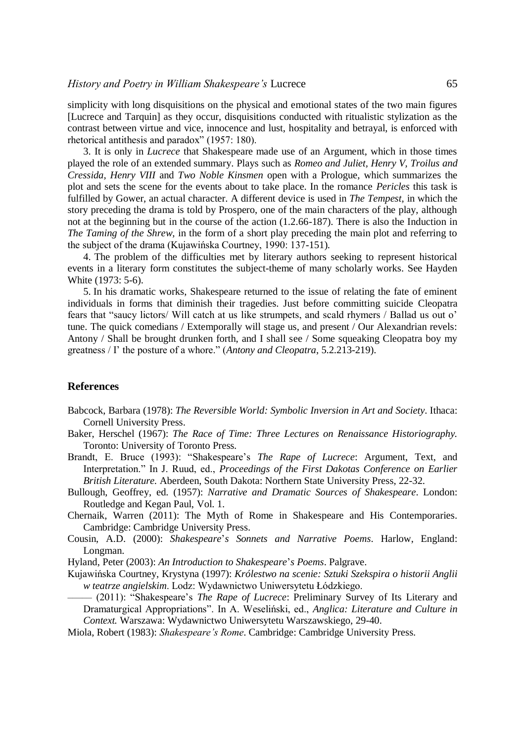simplicity with long disquisitions on the physical and emotional states of the two main figures [Lucrece and Tarquin] as they occur, disquisitions conducted with ritualistic stylization as the contrast between virtue and vice, innocence and lust, hospitality and betrayal, is enforced with rhetorical antithesis and paradox" (1957: 180).

3. It is only in *Lucrece* that Shakespeare made use of an Argument, which in those times played the role of an extended summary. Plays such as *Romeo and Juliet, Henry V, Troilus and Cressida, Henry VIII* and *Two Noble Kinsmen* open with a Prologue, which summarizes the plot and sets the scene for the events about to take place. In the romance *Pericles* this task is fulfilled by Gower, an actual character. A different device is used in *The Tempest*, in which the story preceding the drama is told by Prospero, one of the main characters of the play, although not at the beginning but in the course of the action (1.2.66-187). There is also the Induction in *The Taming of the Shrew*, in the form of a short play preceding the main plot and referring to the subject of the drama (Kujawińska Courtney, 1990: 137-151).

4. The problem of the difficulties met by literary authors seeking to represent historical events in a literary form constitutes the subject-theme of many scholarly works. See Hayden White (1973: 5-6).

5. In his dramatic works, Shakespeare returned to the issue of relating the fate of eminent individuals in forms that diminish their tragedies. Just before committing suicide Cleopatra fears that "saucy lictors/ Will catch at us like strumpets, and scald rhymers / Ballad us out o' tune. The quick comedians / Extemporally will stage us, and present / Our Alexandrian revels: Antony / Shall be brought drunken forth, and I shall see / Some squeaking Cleopatra boy my greatness / I' the posture of a whore." (*Antony and Cleopatra*, 5.2.213-219).

## References

Babcock, Barbara (1978): *The Reversible World: Symbolic Inversion in Art and Society*. Ithaca: Cornell University Press.

Baker, Herschel (1967): *The Race of Time: Three Lectures on Renaissance Historiography.* Toronto: University of Toronto Press.

Brandt, E. Bruce (1993): "Shakespeare's *The Rape of Lucrece*: Argument, Text, and Interpretation." In J. Ruud, ed., *Proceedings of the First Dakotas Conference on Earlier British Literature.* Aberdeen, South Dakota: Northern State University Press, 22-32.

Bullough, Geoffrey, ed. (1957): *Narrative and Dramatic Sources of Shakespeare*. London: Routledge and Kegan Paul, Vol. 1.

Chernaik, Warren (2011): The Myth of Rome in Shakespeare and His Contemporaries. Cambridge: Cambridge University Press.

Cousin, A.D. (2000): *Shakespeare's Sonnets and Narrative Poems*. Harlow, England: Longman.

Hyland, Peter (2003): *An Introduction to Shakespeare's Poems*. Palgrave.

Kujawińska Courtney, Krystyna (1997): *Królestwo na scenie: Sztuki Szekspira o historii Anglii w teatrze angielskim*. Lodz: Wydawnictwo Uniwersytetu Łódzkiego.

——— (2011): "Shakespeare's *The Rape of Lucrece*: Preliminary Survey of Its Literary and Dramaturgical Appropriations". In A. Weseliński, ed., *Anglica: Literature and Culture in Context.* Warszawa: Wydawnictwo Uniwersytetu Warszawskiego, 29-40.

Miola, Robert (1983): *Shakespeare's Rome*. Cambridge: Cambridge University Press.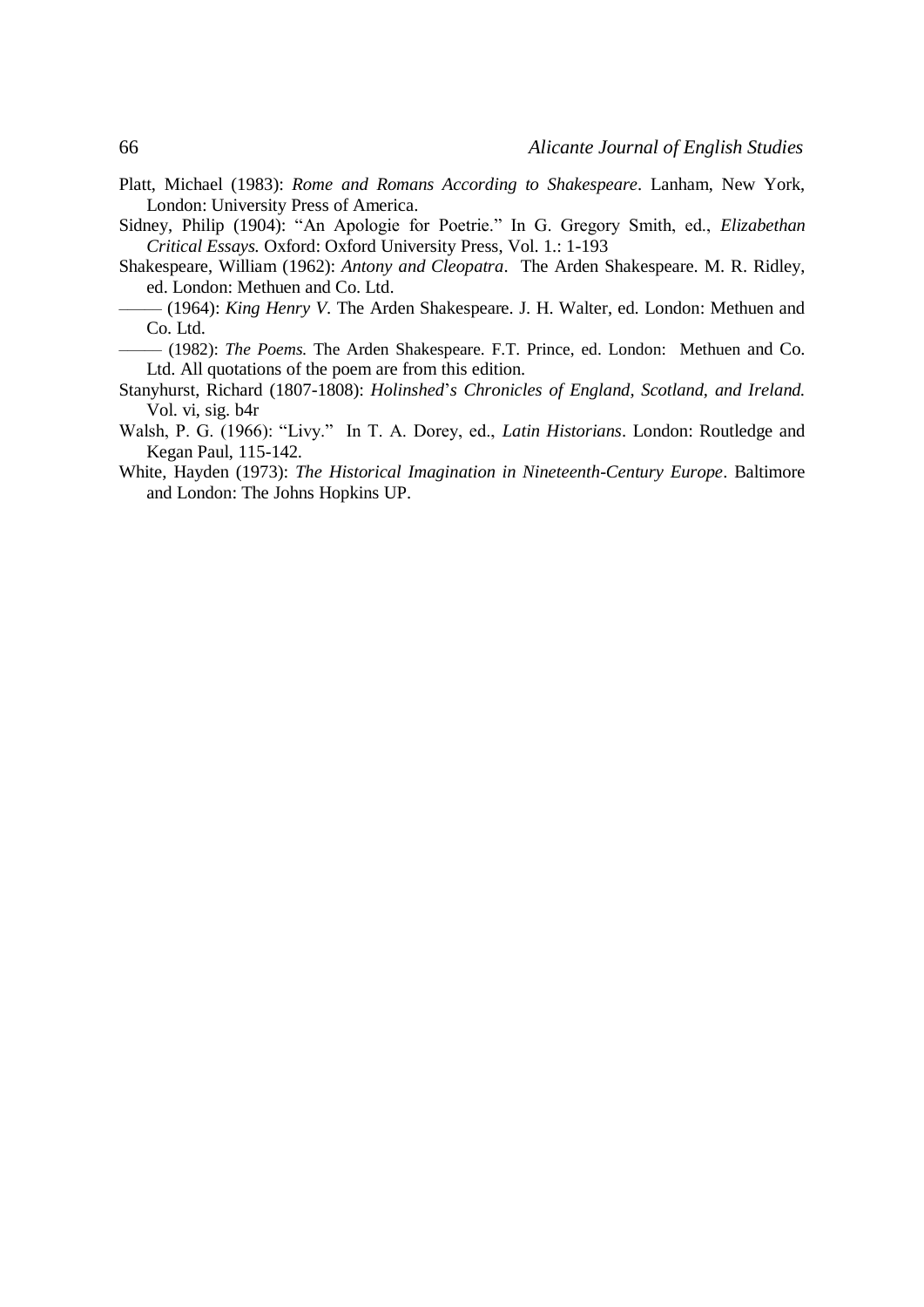Platt, Michael (1983): *Rome and Romans According to Shakespeare*. Lanham, New York, London: University Press of America.

Sidney, Philip (1904): "An Apologie for Poetrie." In G. Gregory Smith, ed., *Elizabethan Critical Essays.* Oxford: Oxford University Press, Vol. 1.: 1-193

Shakespeare, William (1962): *Antony and Cleopatra*. The Arden Shakespeare. M. R. Ridley, ed. London: Methuen and Co. Ltd.

——— (1964): *King Henry V*. The Arden Shakespeare. J. H. Walter, ed. London: Methuen and Co. Ltd.

——— (1982): *The Poems.* The Arden Shakespeare. F.T. Prince, ed. London: Methuen and Co. Ltd. All quotations of the poem are from this edition.

Stanyhurst, Richard (1807-1808): *Holinshed*'*s Chronicles of England, Scotland, and Ireland.* Vol. vi, sig. b4r

Walsh, P. G. (1966): "Livy." In T. A. Dorey, ed., *Latin Historians*. London: Routledge and Kegan Paul, 115-142.

White, Hayden (1973): *The Historical Imagination in Nineteenth-Century Europe*. Baltimore and London: The Johns Hopkins UP.